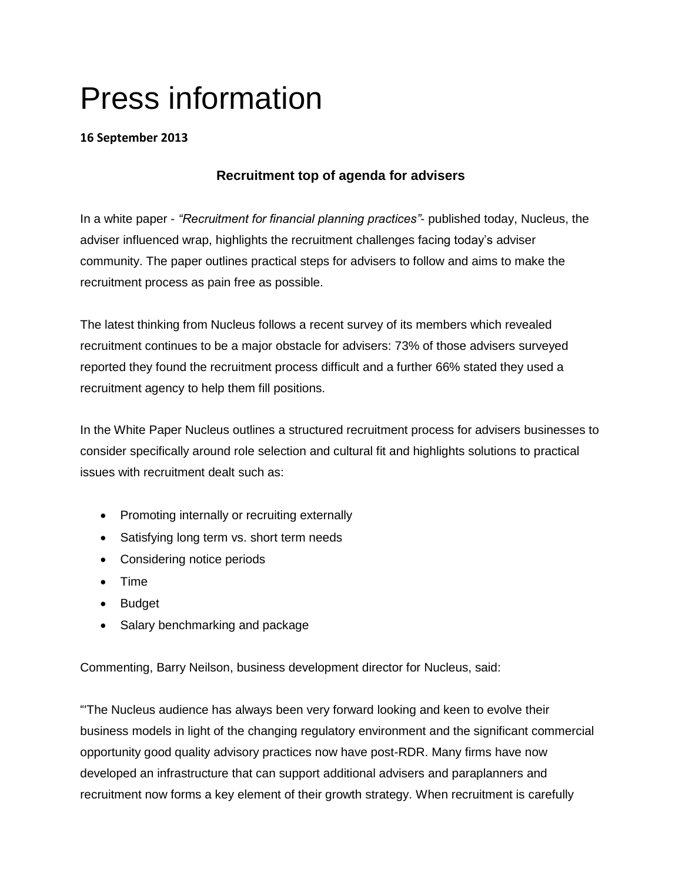# Press information

**16 September 2013**

### Recruitment top of agenda for advisers

In a white paper - *"Recruitment for financial planning practices"*- published today, Nucleus, the adviser influenced wrap, highlights the recruitment challenges facing today's adviser community. The paper outlines practical steps for advisers to follow and aims to make the recruitment process as pain free as possible.

The latest thinking from Nucleus follows a recent survey of its members which revealed recruitment continues to be a major obstacle for advisers: 73% of those advisers surveyed reported they found the recruitment process difficult and a further 66% stated they used a recruitment agency to help them fill positions.

In the White Paper Nucleus outlines a structured recruitment process for advisers businesses to consider specifically around role selection and cultural fit and highlights solutions to practical issues with recruitment dealt such as:

- Promoting internally or recruiting externally
- Satisfying long term vs. short term needs
- Considering notice periods
- Time
- Budget
- Salary benchmarking and package

Commenting, Barry Neilson, business development director for Nucleus, said:

"'The Nucleus audience has always been very forward looking and keen to evolve their business models in light of the changing regulatory environment and the significant commercial opportunity good quality advisory practices now have post-RDR. Many firms have now developed an infrastructure that can support additional advisers and paraplanners and recruitment now forms a key element of their growth strategy. When recruitment is carefully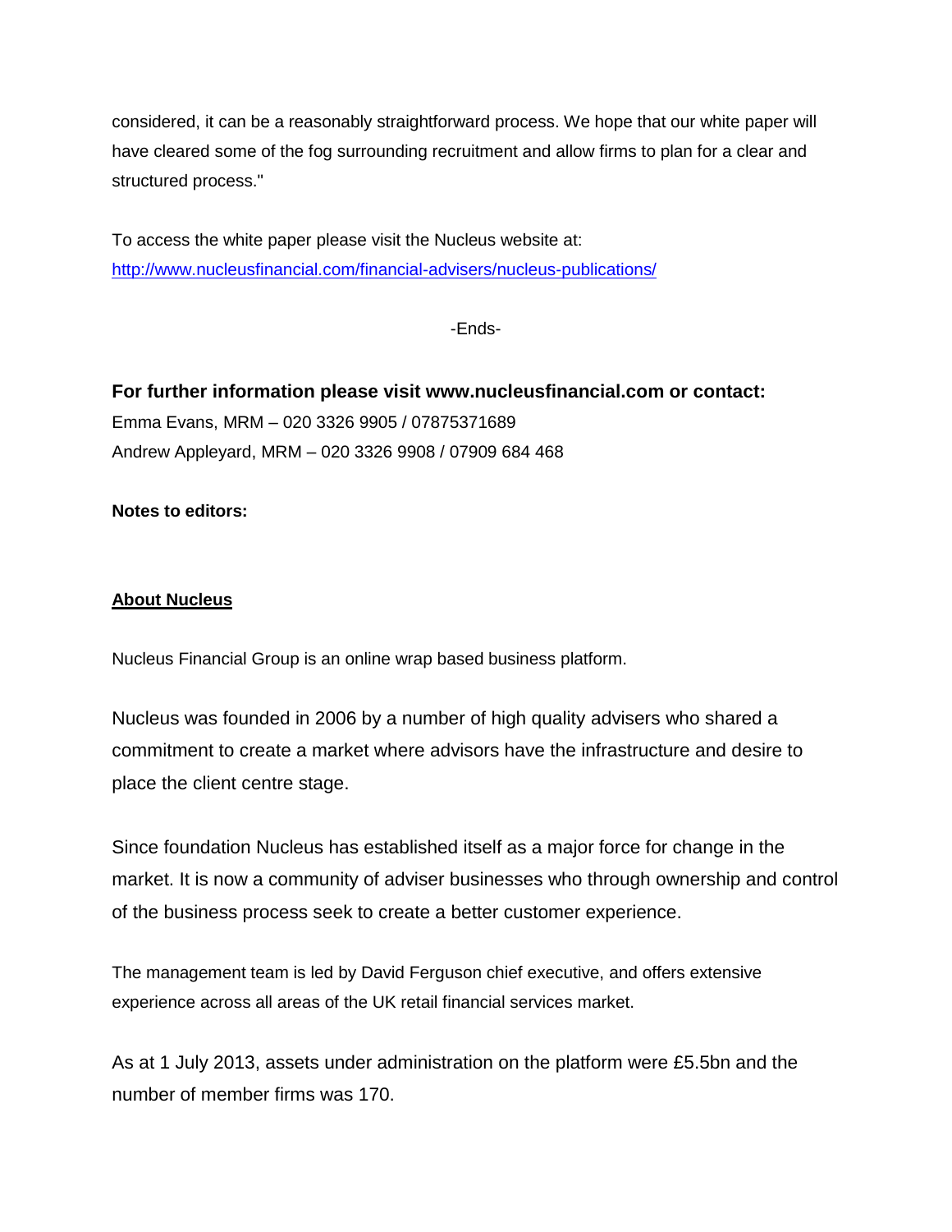considered, it can be a reasonably straightforward process. We hope that our white paper will have cleared some of the fog surrounding recruitment and allow firms to plan for a clear and structured process."

To access the white paper please visit the Nucleus website at: [http://www.nucleusfinancial.com/financial-advisers/nucleus-publications/](http://www.nucleusfinancial.com/financial-advisers/nucleus-publications/)

-Ends-

**For further information please visit www.nucleusfinancial.com or contact:**
Emma Evans, MRM – 020 3326 9905 / 07875371689
Andrew Appleyard, MRM – 020 3326 9908 / 07909 684 468

**Notes to editors:**

**About Nucleus**

Nucleus Financial Group is an online wrap based business platform.

Nucleus was founded in 2006 by a number of high quality advisers who shared a commitment to create a market where advisors have the infrastructure and desire to place the client centre stage.

Since foundation Nucleus has established itself as a major force for change in the market. It is now a community of adviser businesses who through ownership and control of the business process seek to create a better customer experience.

The management team is led by David Ferguson chief executive, and offers extensive experience across all areas of the UK retail financial services market.

As at 1 July 2013, assets under administration on the platform were £5.5bn and the number of member firms was 170.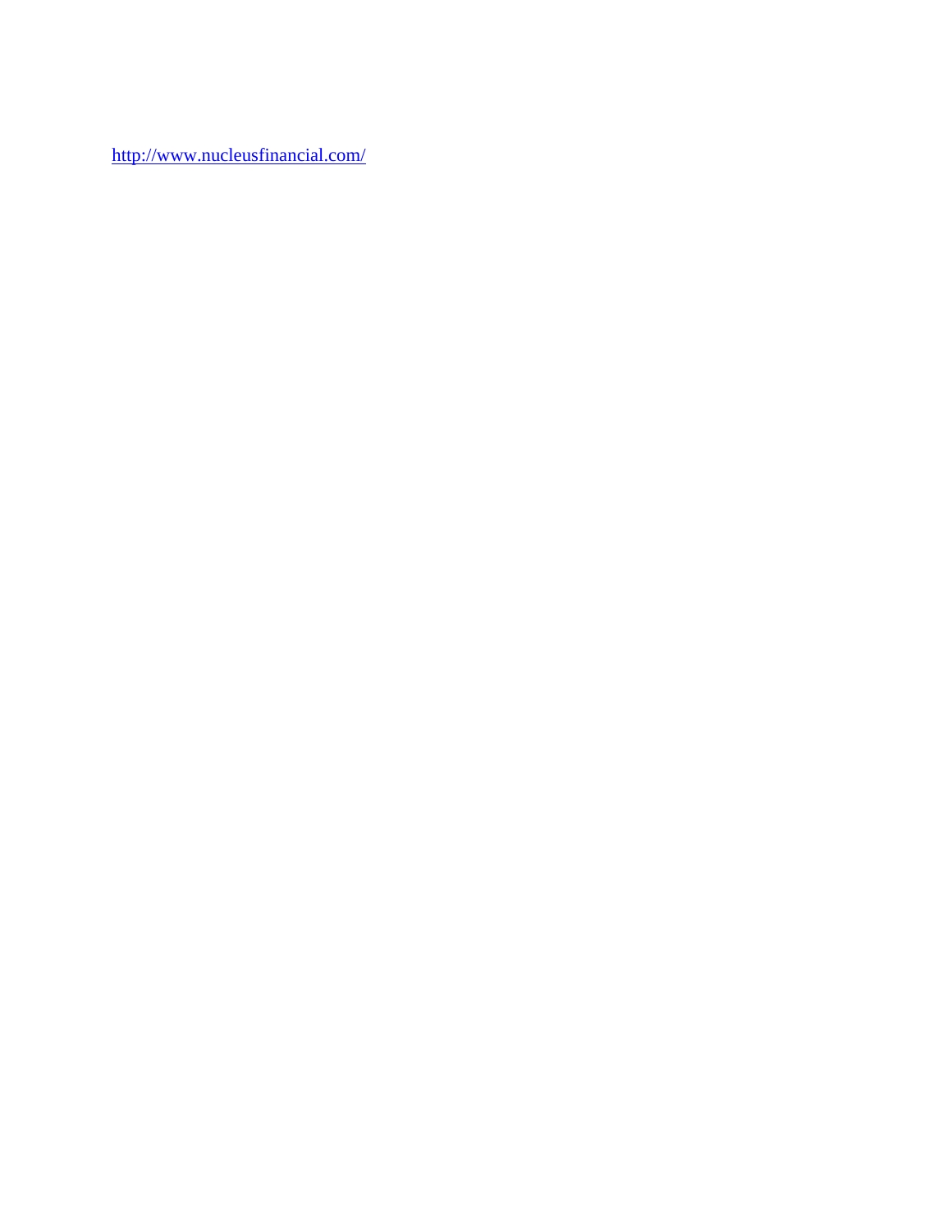http://www.nucleusfinancial.com/